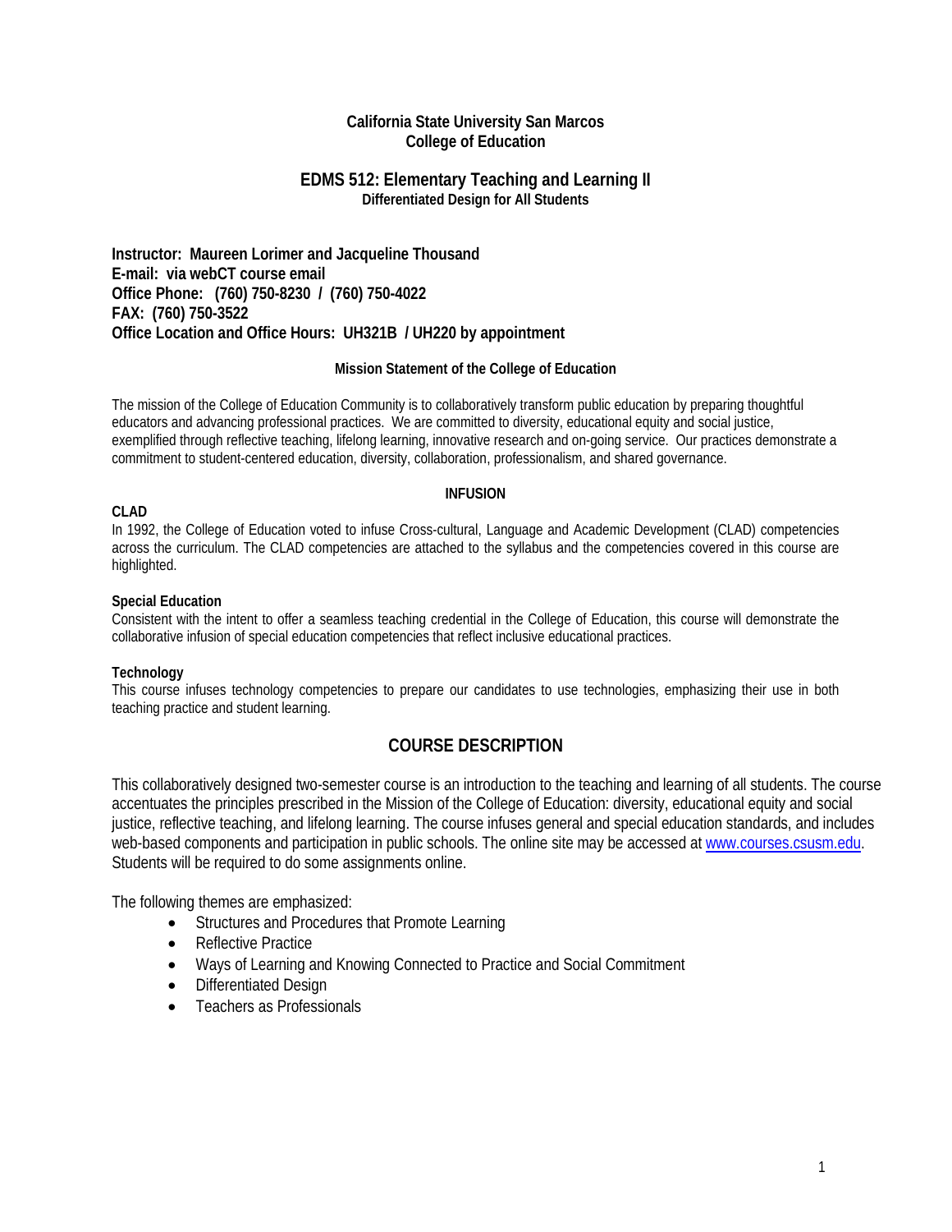**California State University San Marcos**
**College of Education**

# EDMS 512: Elementary Teaching and Learning II

**Differentiated Design for All Students**

**Instructor: Maureen Lorimer and Jacqueline Thousand**
**E-mail: via webCT course email**
**Office Phone: (760) 750-8230 / (760) 750-4022**
**FAX: (760) 750-3522**
**Office Location and Office Hours: UH321B / UH220 by appointment**

### Mission Statement of the College of Education

The mission of the College of Education Community is to collaboratively transform public education by preparing thoughtful educators and advancing professional practices. We are committed to diversity, educational equity and social justice, exemplified through reflective teaching, lifelong learning, innovative research and on-going service. Our practices demonstrate a commitment to student-centered education, diversity, collaboration, professionalism, and shared governance.

### INFUSION

**CLAD**
In 1992, the College of Education voted to infuse Cross-cultural, Language and Academic Development (CLAD) competencies across the curriculum. The CLAD competencies are attached to the syllabus and the competencies covered in this course are highlighted.

**Special Education**
Consistent with the intent to offer a seamless teaching credential in the College of Education, this course will demonstrate the collaborative infusion of special education competencies that reflect inclusive educational practices.

**Technology**
This course infuses technology competencies to prepare our candidates to use technologies, emphasizing their use in both teaching practice and student learning.

## COURSE DESCRIPTION

This collaboratively designed two-semester course is an introduction to the teaching and learning of all students. The course accentuates the principles prescribed in the Mission of the College of Education: diversity, educational equity and social justice, reflective teaching, and lifelong learning. The course infuses general and special education standards, and includes web-based components and participation in public schools. The online site may be accessed at www.courses.csusm.edu. Students will be required to do some assignments online.

The following themes are emphasized:

- Structures and Procedures that Promote Learning
- Reflective Practice
- Ways of Learning and Knowing Connected to Practice and Social Commitment
- Differentiated Design
- Teachers as Professionals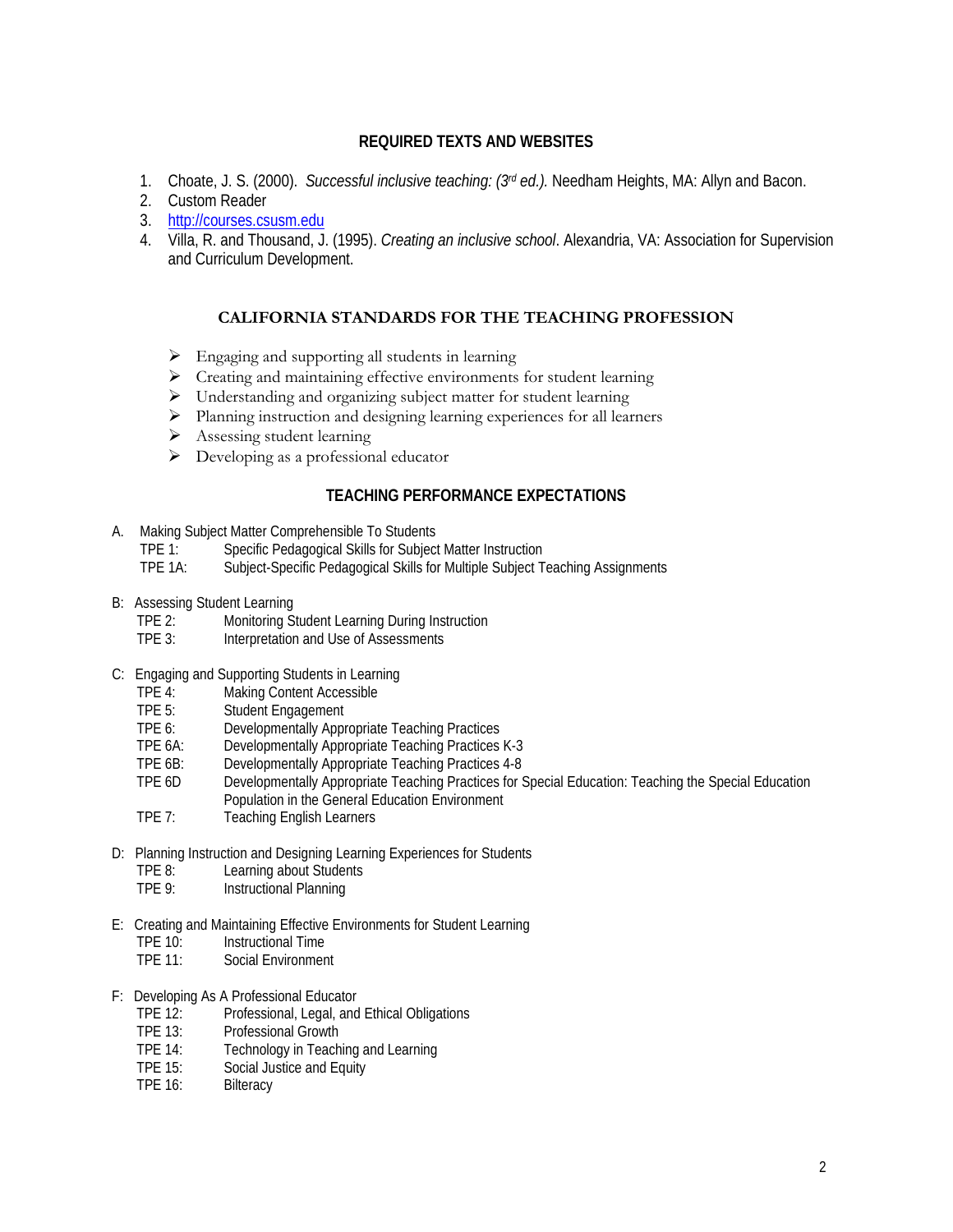## REQUIRED TEXTS AND WEBSITES

1. Choate, J. S. (2000). *Successful inclusive teaching: (3rd ed.).* Needham Heights, MA: Allyn and Bacon.
2. Custom Reader
3. http://courses.csusm.edu
4. Villa, R. and Thousand, J. (1995). *Creating an inclusive school*. Alexandria, VA: Association for Supervision and Curriculum Development.

## CALIFORNIA STANDARDS FOR THE TEACHING PROFESSION

- Engaging and supporting all students in learning
- Creating and maintaining effective environments for student learning
- Understanding and organizing subject matter for student learning
- Planning instruction and designing learning experiences for all learners
- Assessing student learning
- Developing as a professional educator

## TEACHING PERFORMANCE EXPECTATIONS

A. Making Subject Matter Comprehensible To Students
- TPE 1: Specific Pedagogical Skills for Subject Matter Instruction
- TPE 1A: Subject-Specific Pedagogical Skills for Multiple Subject Teaching Assignments

B: Assessing Student Learning
- TPE 2: Monitoring Student Learning During Instruction
- TPE 3: Interpretation and Use of Assessments

C: Engaging and Supporting Students in Learning
- TPE 4: Making Content Accessible
- TPE 5: Student Engagement
- TPE 6: Developmentally Appropriate Teaching Practices
- TPE 6A: Developmentally Appropriate Teaching Practices K-3
- TPE 6B: Developmentally Appropriate Teaching Practices 4-8
- TPE 6D Developmentally Appropriate Teaching Practices for Special Education: Teaching the Special Education Population in the General Education Environment
- TPE 7: Teaching English Learners

D: Planning Instruction and Designing Learning Experiences for Students
- TPE 8: Learning about Students
- TPE 9: Instructional Planning

E: Creating and Maintaining Effective Environments for Student Learning
- TPE 10: Instructional Time
- TPE 11: Social Environment

F: Developing As A Professional Educator
- TPE 12: Professional, Legal, and Ethical Obligations
- TPE 13: Professional Growth
- TPE 14: Technology in Teaching and Learning
- TPE 15: Social Justice and Equity
- TPE 16: Bilteracy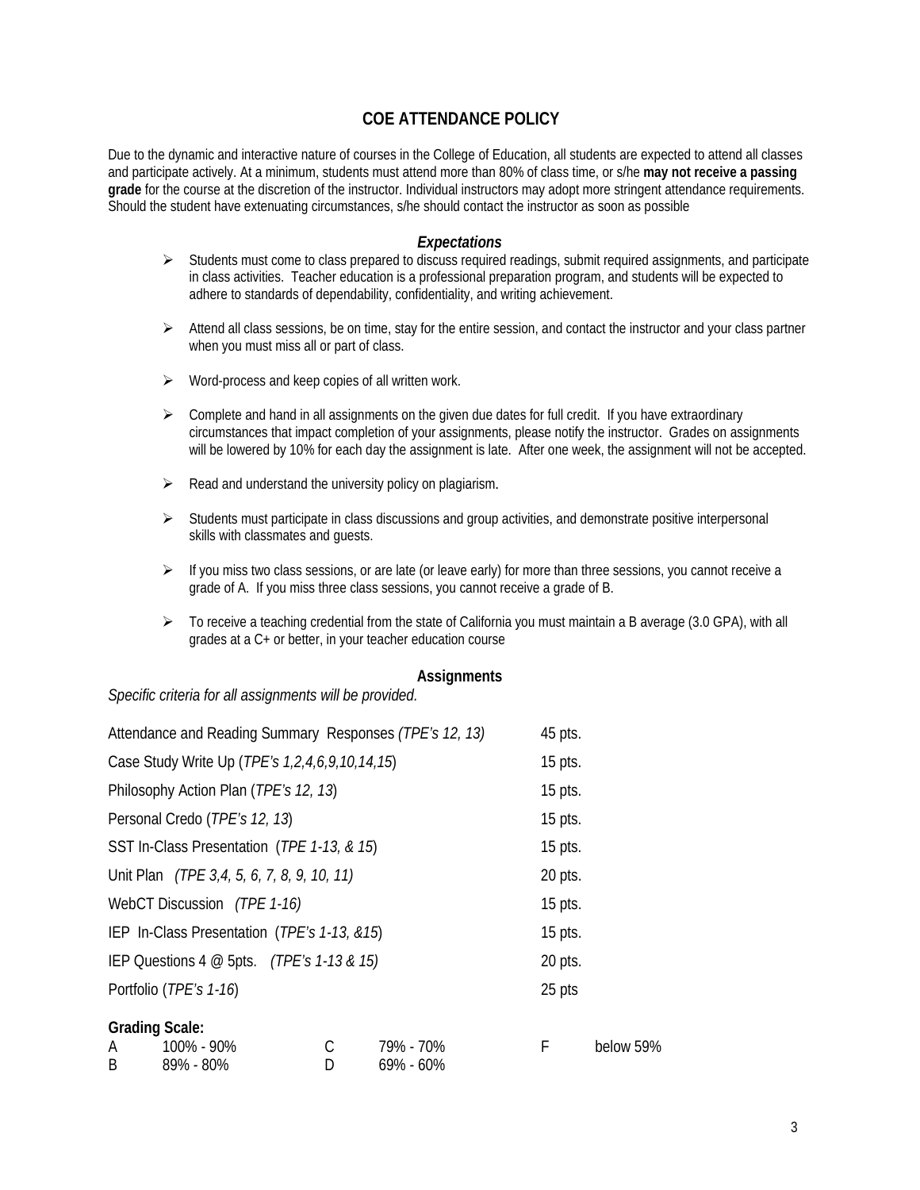## COE ATTENDANCE POLICY

Due to the dynamic and interactive nature of courses in the College of Education, all students are expected to attend all classes and participate actively. At a minimum, students must attend more than 80% of class time, or s/he **may not receive a passing grade** for the course at the discretion of the instructor. Individual instructors may adopt more stringent attendance requirements. Should the student have extenuating circumstances, s/he should contact the instructor as soon as possible

### *Expectations*

- Students must come to class prepared to discuss required readings, submit required assignments, and participate in class activities. Teacher education is a professional preparation program, and students will be expected to adhere to standards of dependability, confidentiality, and writing achievement.
- Attend all class sessions, be on time, stay for the entire session, and contact the instructor and your class partner when you must miss all or part of class.
- Word-process and keep copies of all written work.
- Complete and hand in all assignments on the given due dates for full credit. If you have extraordinary circumstances that impact completion of your assignments, please notify the instructor. Grades on assignments will be lowered by 10% for each day the assignment is late. After one week, the assignment will not be accepted.
- Read and understand the university policy on plagiarism.
- Students must participate in class discussions and group activities, and demonstrate positive interpersonal skills with classmates and guests.
- If you miss two class sessions, or are late (or leave early) for more than three sessions, you cannot receive a grade of A. If you miss three class sessions, you cannot receive a grade of B.
- To receive a teaching credential from the state of California you must maintain a B average (3.0 GPA), with all grades at a C+ or better, in your teacher education course

### Assignments

*Specific criteria for all assignments will be provided.*

| Assignment | Points |
|---|---|
| Attendance and Reading Summary Responses *(TPE's 12, 13)* | 45 pts. |
| Case Study Write Up (*TPE's 1,2,4,6,9,10,14,15*) | 15 pts. |
| Philosophy Action Plan (*TPE's 12, 13*) | 15 pts. |
| Personal Credo (*TPE's 12, 13*) | 15 pts. |
| SST In-Class Presentation (*TPE 1-13, & 15*) | 15 pts. |
| Unit Plan *(TPE 3,4, 5, 6, 7, 8, 9, 10, 11)* | 20 pts. |
| WebCT Discussion *(TPE 1-16)* | 15 pts. |
| IEP In-Class Presentation (*TPE's 1-13, &15*) | 15 pts. |
| IEP Questions 4 @ 5pts. *(TPE's 1-13 & 15)* | 20 pts. |
| Portfolio (*TPE's 1-16*) | 25 pts |

**Grading Scale:**

| | | | | | |
|---|---|---|---|---|---|
| A | 100% - 90% | C | 79% - 70% | F | below 59% |
| B | 89% - 80% | D | 69% - 60% | | |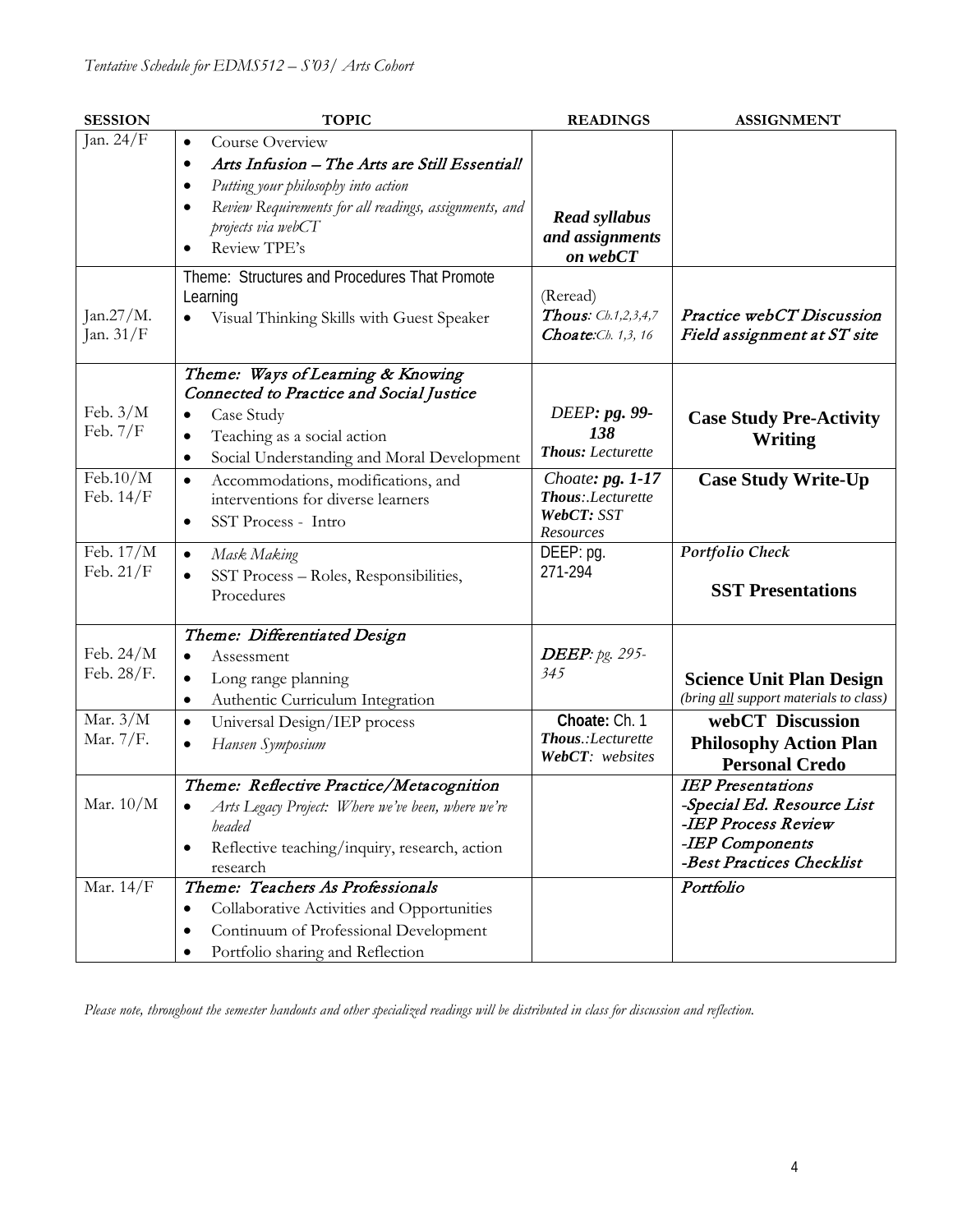*Tentative Schedule for EDMS512 – S'03/ Arts Cohort*

| SESSION | TOPIC | READINGS | ASSIGNMENT |
|---|---|---|---|
| Jan. 24/F | • Course Overview<br>• *Arts Infusion – The Arts are Still Essential!*<br>• *Putting your philosophy into action*<br>• *Review Requirements for all readings, assignments, and projects via webCT*<br>• Review TPE's | ***Read syllabus and assignments on webCT*** | |
| Jan.27/M.<br>Jan. 31/F | Theme: Structures and Procedures That Promote Learning<br>• Visual Thinking Skills with Guest Speaker | (Reread)<br>*Thous: Ch.1,2,3,4,7*<br>*Choate:Ch. 1,3, 16* | *Practice webCT Discussion*<br>*Field assignment at ST site* |
| Feb. 3/M<br>Feb. 7/F | *Theme: Ways of Learning & Knowing Connected to Practice and Social Justice*<br>• Case Study<br>• Teaching as a social action<br>• Social Understanding and Moral Development | *DEEP: pg. 99-138*<br>***Thous:** Lecturette* | **Case Study Pre-Activity Writing** |
| Feb.10/M<br>Feb. 14/F | • Accommodations, modifications, and interventions for diverse learners<br>• SST Process - Intro | *Choate: pg. 1-17*<br>***Thous**:.Lecturette*<br>***WebCT:** SST Resources* | **Case Study Write-Up** |
| Feb. 17/M<br>Feb. 21/F | • *Mask Making*<br>• SST Process – Roles, Responsibilities, Procedures | DEEP: pg. 271-294 | ***Portfolio Check***<br>**SST Presentations** |
| Feb. 24/M<br>Feb. 28/F. | *Theme: Differentiated Design*<br>• Assessment<br>• Long range planning<br>• Authentic Curriculum Integration | ***DEEP**: pg. 295-345* | **Science Unit Plan Design**<br>*(bring all support materials to class)* |
| Mar. 3/M<br>Mar. 7/F. | • Universal Design/IEP process<br>• *Hansen Symposium* | **Choate:** Ch. 1<br>***Thous**.:Lecturette*<br>***WebCT**: websites* | **webCT Discussion**<br>**Philosophy Action Plan**<br>**Personal Credo** |
| Mar. 10/M | *Theme: Reflective Practice/Metacognition*<br>• *Arts Legacy Project: Where we've been, where we're headed*<br>• Reflective teaching/inquiry, research, action research | | *IEP Presentations*<br>*-Special Ed. Resource List*<br>*-IEP Process Review*<br>*-IEP Components*<br>*-Best Practices Checklist* |
| Mar. 14/F | *Theme: Teachers As Professionals*<br>• Collaborative Activities and Opportunities<br>• Continuum of Professional Development<br>• Portfolio sharing and Reflection | | *Portfolio* |

*Please note, throughout the semester handouts and other specialized readings will be distributed in class for discussion and reflection.*